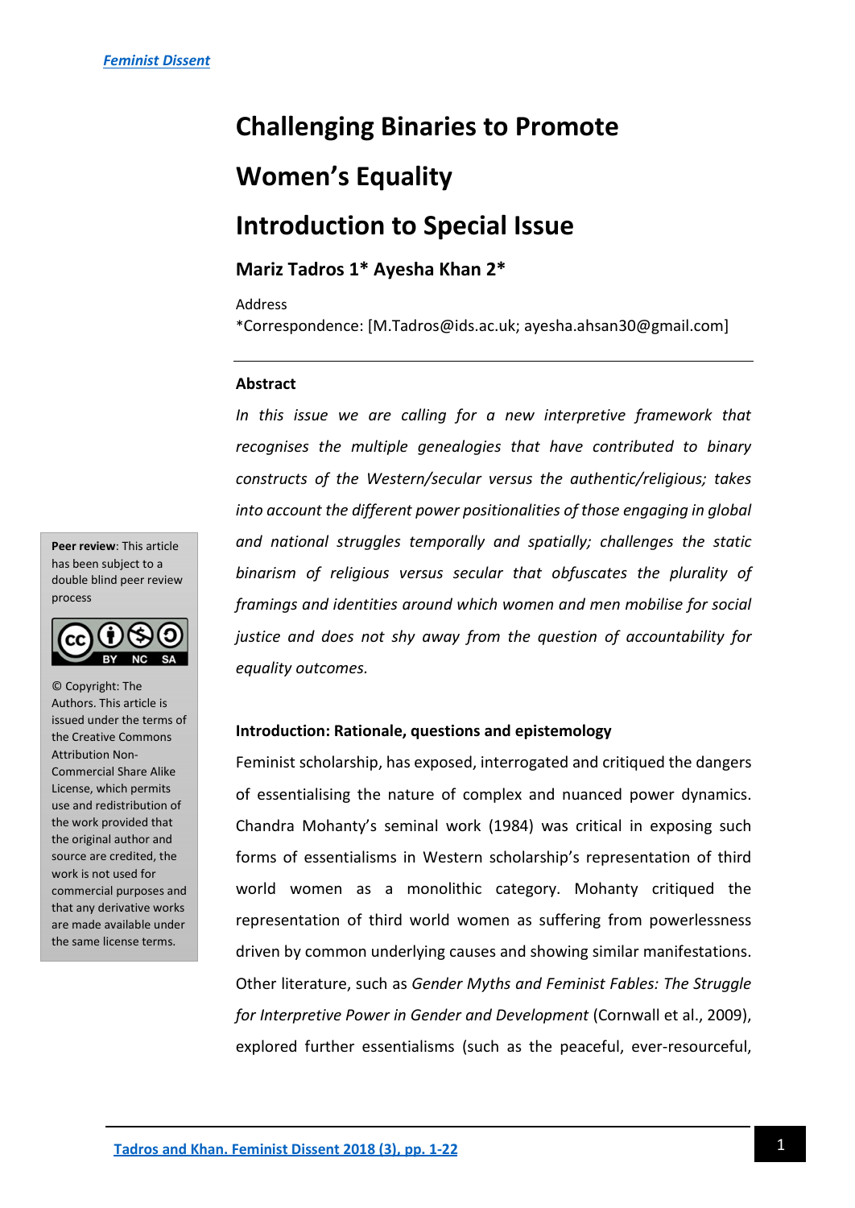Feminist Dissent

# Challenging Binaries to Promote Women's Equality

# Introduction to Special Issue

### Mariz Tadros 1* Ayesha Khan 2*

Address
*Correspondence: [M.Tadros@ids.ac.uk; ayesha.ahsan30@gmail.com]

**Peer review**: This article has been subject to a double blind peer review process

© Copyright: The Authors. This article is issued under the terms of the Creative Commons Attribution Non-Commercial Share Alike License, which permits use and redistribution of the work provided that the original author and source are credited, the work is not used for commercial purposes and that any derivative works are made available under the same license terms.

---

### Abstract

*In this issue we are calling for a new interpretive framework that recognises the multiple genealogies that have contributed to binary constructs of the Western/secular versus the authentic/religious; takes into account the different power positionalities of those engaging in global and national struggles temporally and spatially; challenges the static binarism of religious versus secular that obfuscates the plurality of framings and identities around which women and men mobilise for social justice and does not shy away from the question of accountability for equality outcomes.*

### Introduction: Rationale, questions and epistemology

Feminist scholarship, has exposed, interrogated and critiqued the dangers of essentialising the nature of complex and nuanced power dynamics. Chandra Mohanty's seminal work (1984) was critical in exposing such forms of essentialisms in Western scholarship's representation of third world women as a monolithic category. Mohanty critiqued the representation of third world women as suffering from powerlessness driven by common underlying causes and showing similar manifestations. Other literature, such as *Gender Myths and Feminist Fables: The Struggle for Interpretive Power in Gender and Development* (Cornwall et al., 2009), explored further essentialisms (such as the peaceful, ever-resourceful,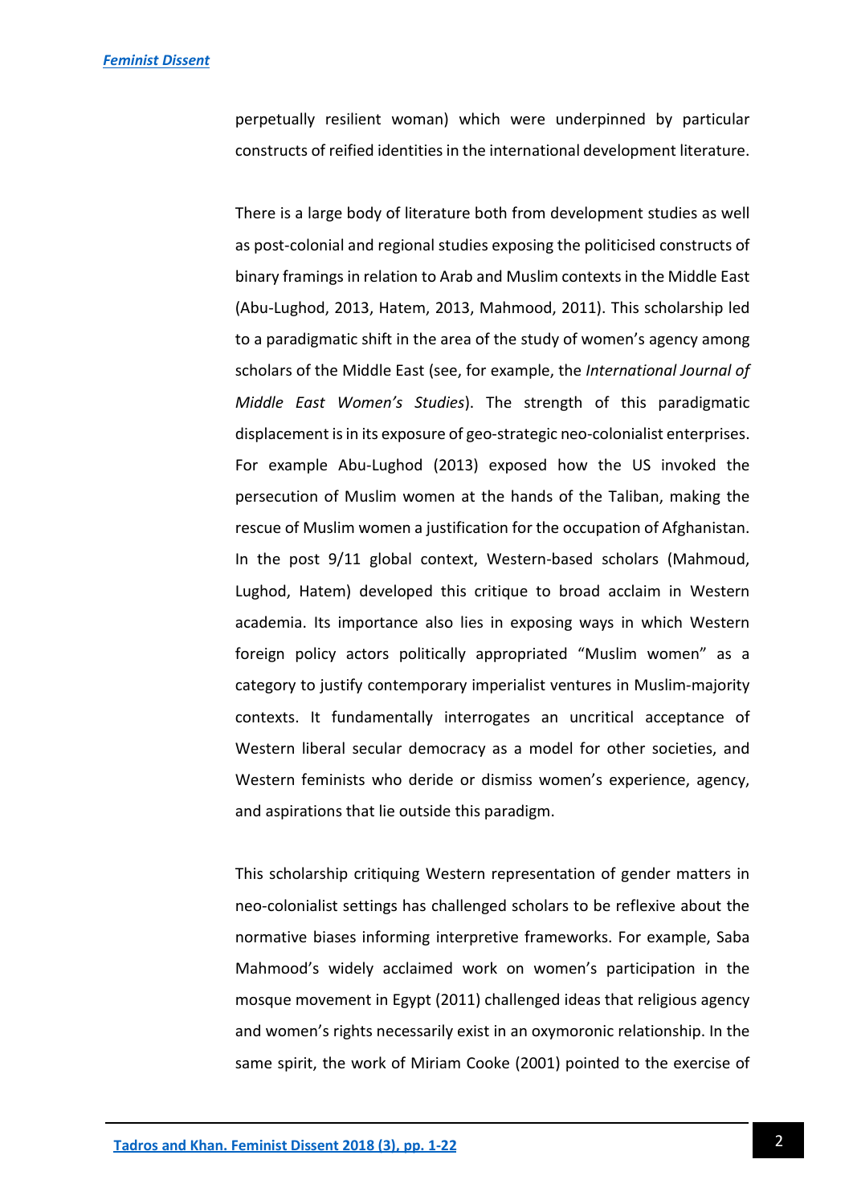perpetually resilient woman) which were underpinned by particular constructs of reified identities in the international development literature.

There is a large body of literature both from development studies as well as post-colonial and regional studies exposing the politicised constructs of binary framings in relation to Arab and Muslim contexts in the Middle East (Abu-Lughod, 2013, Hatem, 2013, Mahmood, 2011). This scholarship led to a paradigmatic shift in the area of the study of women's agency among scholars of the Middle East (see, for example, the *International Journal of Middle East Women's Studies*). The strength of this paradigmatic displacement is in its exposure of geo-strategic neo-colonialist enterprises. For example Abu-Lughod (2013) exposed how the US invoked the persecution of Muslim women at the hands of the Taliban, making the rescue of Muslim women a justification for the occupation of Afghanistan. In the post 9/11 global context, Western-based scholars (Mahmoud, Lughod, Hatem) developed this critique to broad acclaim in Western academia. Its importance also lies in exposing ways in which Western foreign policy actors politically appropriated "Muslim women" as a category to justify contemporary imperialist ventures in Muslim-majority contexts. It fundamentally interrogates an uncritical acceptance of Western liberal secular democracy as a model for other societies, and Western feminists who deride or dismiss women's experience, agency, and aspirations that lie outside this paradigm.

This scholarship critiquing Western representation of gender matters in neo-colonialist settings has challenged scholars to be reflexive about the normative biases informing interpretive frameworks. For example, Saba Mahmood's widely acclaimed work on women's participation in the mosque movement in Egypt (2011) challenged ideas that religious agency and women's rights necessarily exist in an oxymoronic relationship. In the same spirit, the work of Miriam Cooke (2001) pointed to the exercise of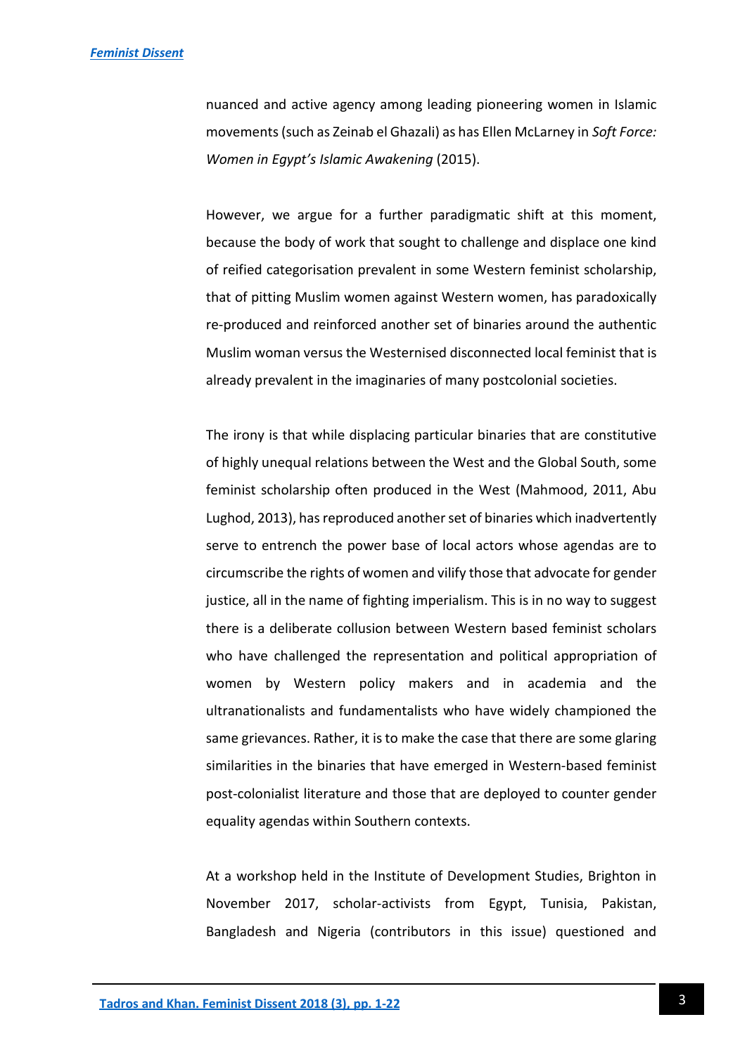nuanced and active agency among leading pioneering women in Islamic movements (such as Zeinab el Ghazali) as has Ellen McLarney in *Soft Force: Women in Egypt's Islamic Awakening* (2015).

However, we argue for a further paradigmatic shift at this moment, because the body of work that sought to challenge and displace one kind of reified categorisation prevalent in some Western feminist scholarship, that of pitting Muslim women against Western women, has paradoxically re-produced and reinforced another set of binaries around the authentic Muslim woman versus the Westernised disconnected local feminist that is already prevalent in the imaginaries of many postcolonial societies.

The irony is that while displacing particular binaries that are constitutive of highly unequal relations between the West and the Global South, some feminist scholarship often produced in the West (Mahmood, 2011, Abu Lughod, 2013), has reproduced another set of binaries which inadvertently serve to entrench the power base of local actors whose agendas are to circumscribe the rights of women and vilify those that advocate for gender justice, all in the name of fighting imperialism. This is in no way to suggest there is a deliberate collusion between Western based feminist scholars who have challenged the representation and political appropriation of women by Western policy makers and in academia and the ultranationalists and fundamentalists who have widely championed the same grievances. Rather, it is to make the case that there are some glaring similarities in the binaries that have emerged in Western-based feminist post-colonialist literature and those that are deployed to counter gender equality agendas within Southern contexts.

At a workshop held in the Institute of Development Studies, Brighton in November 2017, scholar-activists from Egypt, Tunisia, Pakistan, Bangladesh and Nigeria (contributors in this issue) questioned and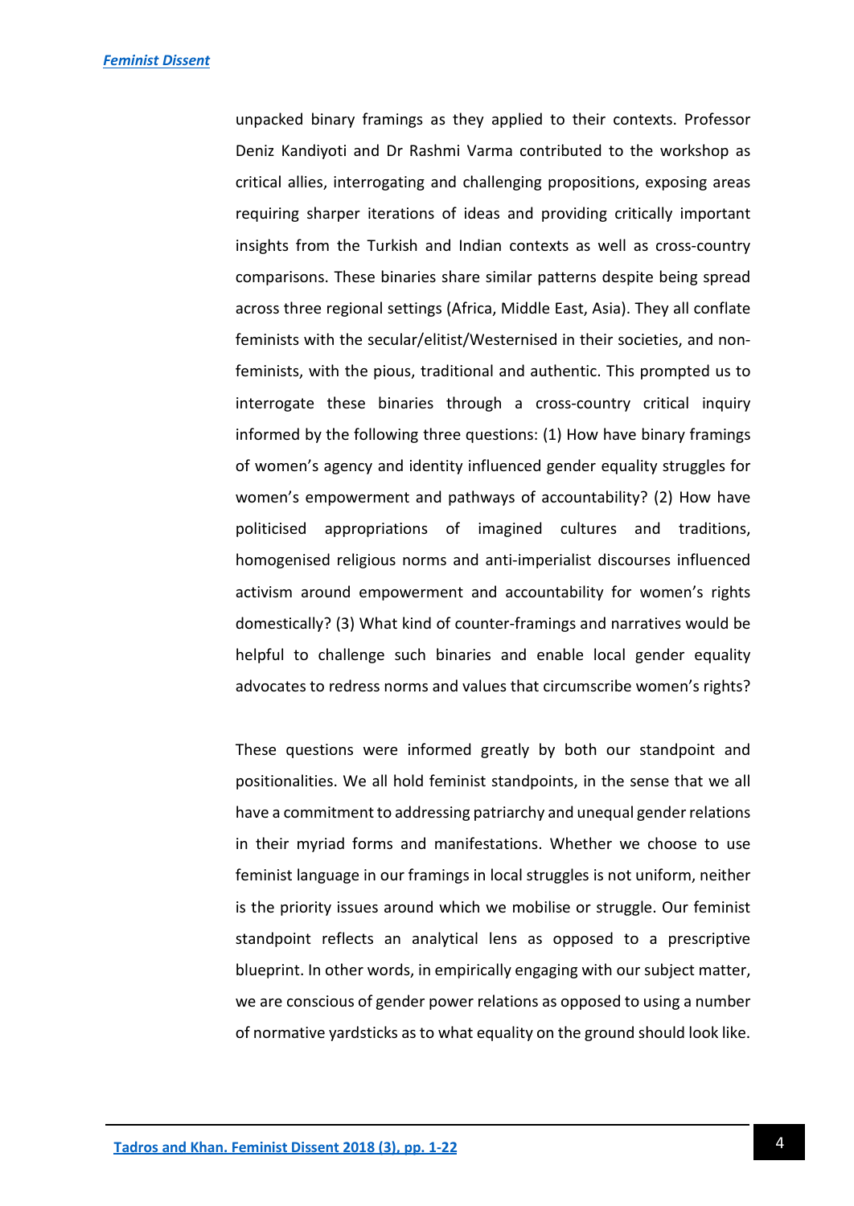unpacked binary framings as they applied to their contexts. Professor Deniz Kandiyoti and Dr Rashmi Varma contributed to the workshop as critical allies, interrogating and challenging propositions, exposing areas requiring sharper iterations of ideas and providing critically important insights from the Turkish and Indian contexts as well as cross-country comparisons. These binaries share similar patterns despite being spread across three regional settings (Africa, Middle East, Asia). They all conflate feminists with the secular/elitist/Westernised in their societies, and non-feminists, with the pious, traditional and authentic. This prompted us to interrogate these binaries through a cross-country critical inquiry informed by the following three questions: (1) How have binary framings of women's agency and identity influenced gender equality struggles for women's empowerment and pathways of accountability? (2) How have politicised appropriations of imagined cultures and traditions, homogenised religious norms and anti-imperialist discourses influenced activism around empowerment and accountability for women's rights domestically? (3) What kind of counter-framings and narratives would be helpful to challenge such binaries and enable local gender equality advocates to redress norms and values that circumscribe women's rights?

These questions were informed greatly by both our standpoint and positionalities. We all hold feminist standpoints, in the sense that we all have a commitment to addressing patriarchy and unequal gender relations in their myriad forms and manifestations. Whether we choose to use feminist language in our framings in local struggles is not uniform, neither is the priority issues around which we mobilise or struggle. Our feminist standpoint reflects an analytical lens as opposed to a prescriptive blueprint. In other words, in empirically engaging with our subject matter, we are conscious of gender power relations as opposed to using a number of normative yardsticks as to what equality on the ground should look like.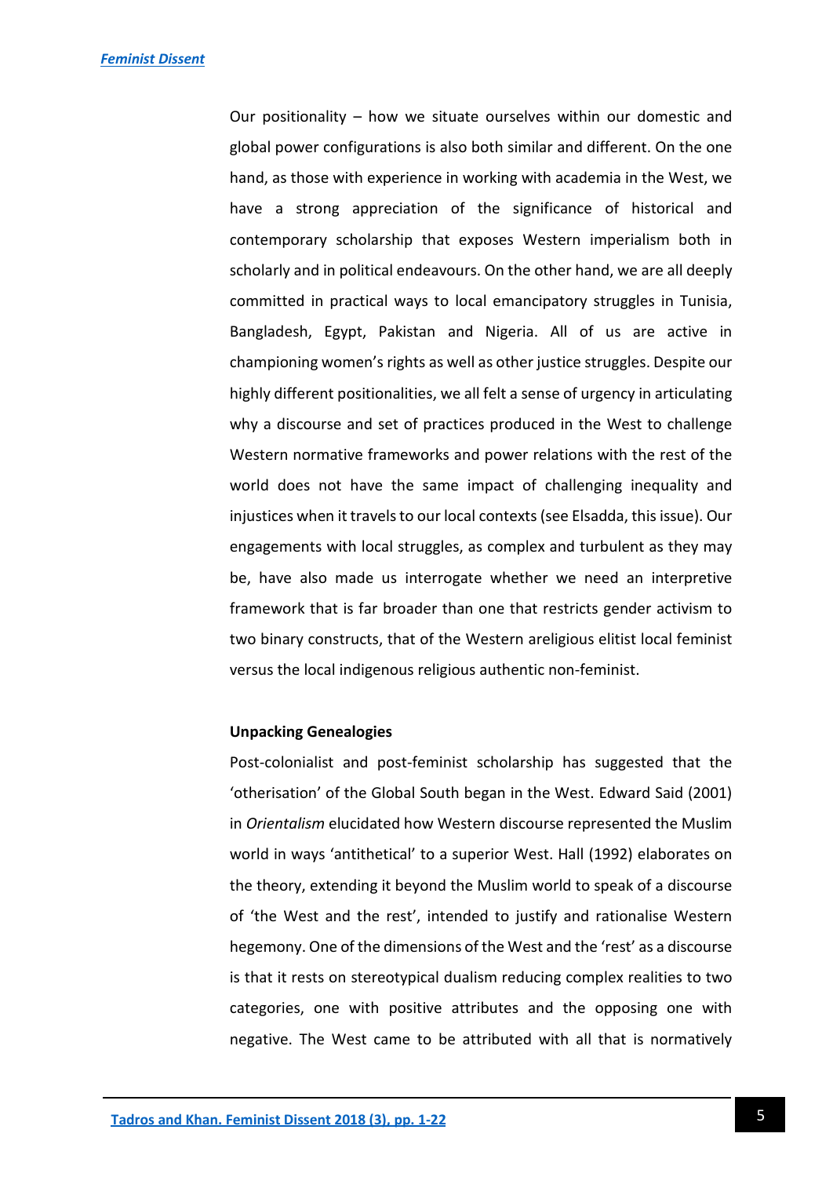Our positionality – how we situate ourselves within our domestic and global power configurations is also both similar and different. On the one hand, as those with experience in working with academia in the West, we have a strong appreciation of the significance of historical and contemporary scholarship that exposes Western imperialism both in scholarly and in political endeavours. On the other hand, we are all deeply committed in practical ways to local emancipatory struggles in Tunisia, Bangladesh, Egypt, Pakistan and Nigeria. All of us are active in championing women's rights as well as other justice struggles. Despite our highly different positionalities, we all felt a sense of urgency in articulating why a discourse and set of practices produced in the West to challenge Western normative frameworks and power relations with the rest of the world does not have the same impact of challenging inequality and injustices when it travels to our local contexts (see Elsadda, this issue). Our engagements with local struggles, as complex and turbulent as they may be, have also made us interrogate whether we need an interpretive framework that is far broader than one that restricts gender activism to two binary constructs, that of the Western areligious elitist local feminist versus the local indigenous religious authentic non-feminist.

### Unpacking Genealogies

Post-colonialist and post-feminist scholarship has suggested that the 'otherisation' of the Global South began in the West. Edward Said (2001) in *Orientalism* elucidated how Western discourse represented the Muslim world in ways 'antithetical' to a superior West. Hall (1992) elaborates on the theory, extending it beyond the Muslim world to speak of a discourse of 'the West and the rest', intended to justify and rationalise Western hegemony. One of the dimensions of the West and the 'rest' as a discourse is that it rests on stereotypical dualism reducing complex realities to two categories, one with positive attributes and the opposing one with negative. The West came to be attributed with all that is normatively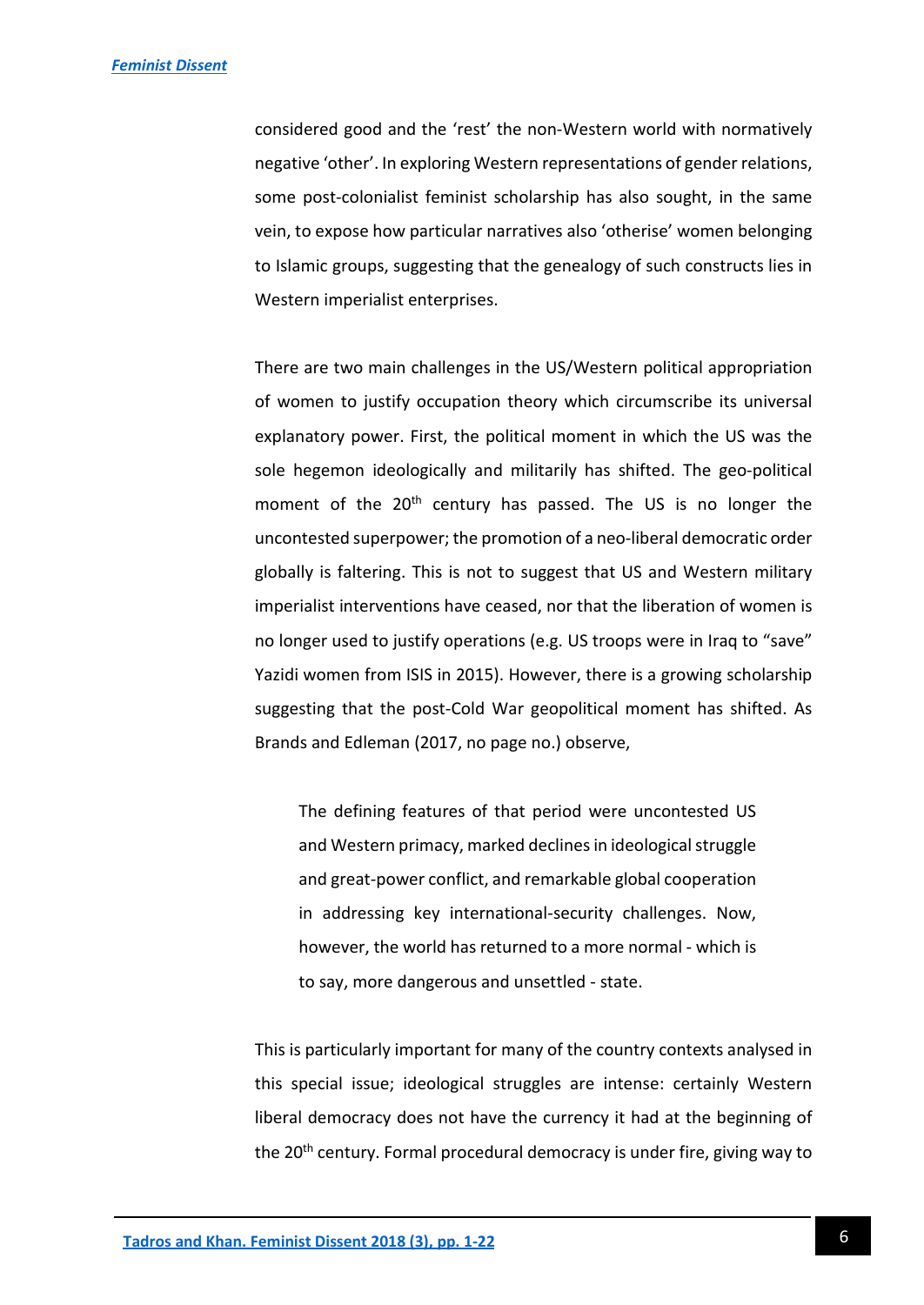considered good and the 'rest' the non-Western world with normatively negative 'other'. In exploring Western representations of gender relations, some post-colonialist feminist scholarship has also sought, in the same vein, to expose how particular narratives also 'otherise' women belonging to Islamic groups, suggesting that the genealogy of such constructs lies in Western imperialist enterprises.

There are two main challenges in the US/Western political appropriation of women to justify occupation theory which circumscribe its universal explanatory power. First, the political moment in which the US was the sole hegemon ideologically and militarily has shifted. The geo-political moment of the 20th century has passed. The US is no longer the uncontested superpower; the promotion of a neo-liberal democratic order globally is faltering. This is not to suggest that US and Western military imperialist interventions have ceased, nor that the liberation of women is no longer used to justify operations (e.g. US troops were in Iraq to "save" Yazidi women from ISIS in 2015). However, there is a growing scholarship suggesting that the post-Cold War geopolitical moment has shifted. As Brands and Edleman (2017, no page no.) observe,

> The defining features of that period were uncontested US and Western primacy, marked declines in ideological struggle and great-power conflict, and remarkable global cooperation in addressing key international-security challenges. Now, however, the world has returned to a more normal - which is to say, more dangerous and unsettled - state.

This is particularly important for many of the country contexts analysed in this special issue; ideological struggles are intense: certainly Western liberal democracy does not have the currency it had at the beginning of the 20th century. Formal procedural democracy is under fire, giving way to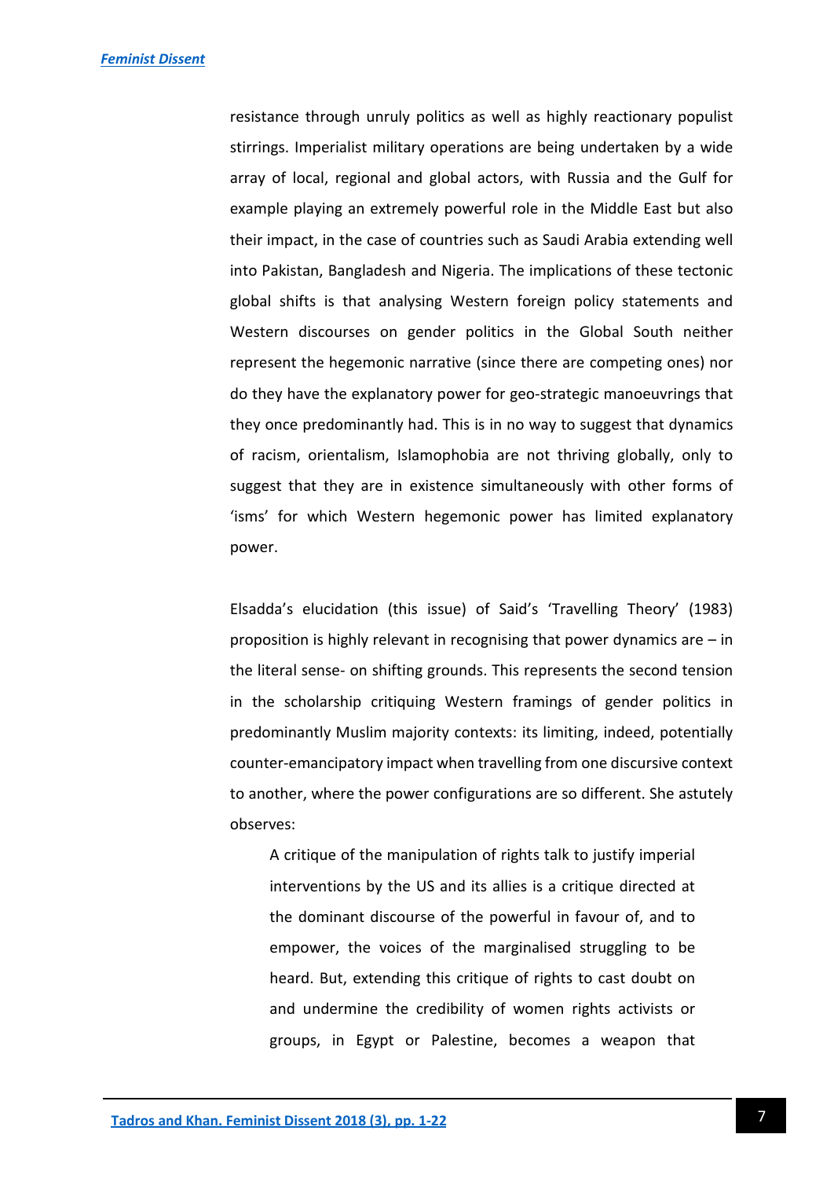resistance through unruly politics as well as highly reactionary populist stirrings. Imperialist military operations are being undertaken by a wide array of local, regional and global actors, with Russia and the Gulf for example playing an extremely powerful role in the Middle East but also their impact, in the case of countries such as Saudi Arabia extending well into Pakistan, Bangladesh and Nigeria. The implications of these tectonic global shifts is that analysing Western foreign policy statements and Western discourses on gender politics in the Global South neither represent the hegemonic narrative (since there are competing ones) nor do they have the explanatory power for geo-strategic manoeuvrings that they once predominantly had. This is in no way to suggest that dynamics of racism, orientalism, Islamophobia are not thriving globally, only to suggest that they are in existence simultaneously with other forms of 'isms' for which Western hegemonic power has limited explanatory power.

Elsadda's elucidation (this issue) of Said's 'Travelling Theory' (1983) proposition is highly relevant in recognising that power dynamics are – in the literal sense- on shifting grounds. This represents the second tension in the scholarship critiquing Western framings of gender politics in predominantly Muslim majority contexts: its limiting, indeed, potentially counter-emancipatory impact when travelling from one discursive context to another, where the power configurations are so different. She astutely observes:

> A critique of the manipulation of rights talk to justify imperial interventions by the US and its allies is a critique directed at the dominant discourse of the powerful in favour of, and to empower, the voices of the marginalised struggling to be heard. But, extending this critique of rights to cast doubt on and undermine the credibility of women rights activists or groups, in Egypt or Palestine, becomes a weapon that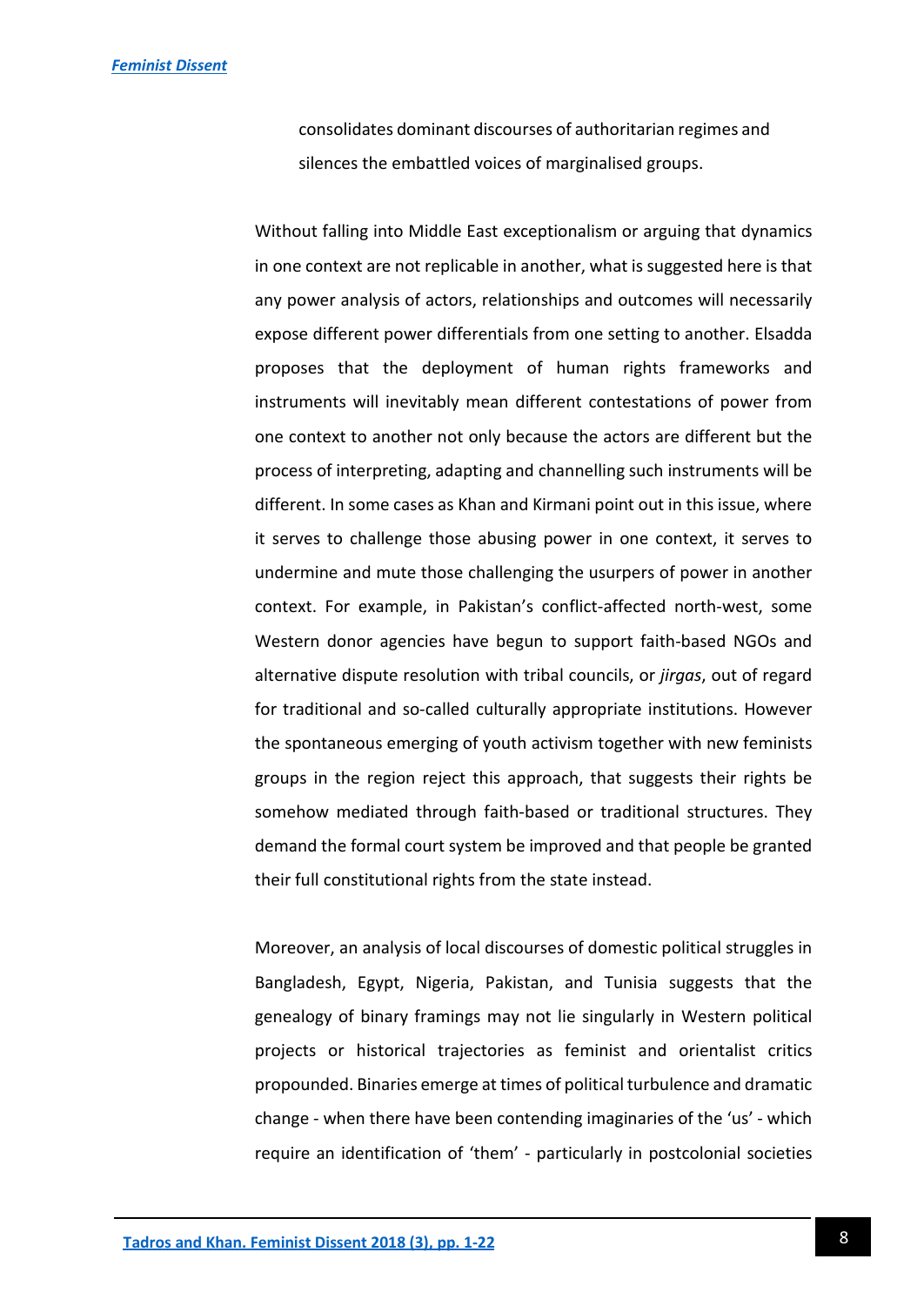consolidates dominant discourses of authoritarian regimes and silences the embattled voices of marginalised groups.

Without falling into Middle East exceptionalism or arguing that dynamics in one context are not replicable in another, what is suggested here is that any power analysis of actors, relationships and outcomes will necessarily expose different power differentials from one setting to another. Elsadda proposes that the deployment of human rights frameworks and instruments will inevitably mean different contestations of power from one context to another not only because the actors are different but the process of interpreting, adapting and channelling such instruments will be different. In some cases as Khan and Kirmani point out in this issue, where it serves to challenge those abusing power in one context, it serves to undermine and mute those challenging the usurpers of power in another context. For example, in Pakistan's conflict-affected north-west, some Western donor agencies have begun to support faith-based NGOs and alternative dispute resolution with tribal councils, or *jirgas*, out of regard for traditional and so-called culturally appropriate institutions. However the spontaneous emerging of youth activism together with new feminists groups in the region reject this approach, that suggests their rights be somehow mediated through faith-based or traditional structures. They demand the formal court system be improved and that people be granted their full constitutional rights from the state instead.

Moreover, an analysis of local discourses of domestic political struggles in Bangladesh, Egypt, Nigeria, Pakistan, and Tunisia suggests that the genealogy of binary framings may not lie singularly in Western political projects or historical trajectories as feminist and orientalist critics propounded. Binaries emerge at times of political turbulence and dramatic change - when there have been contending imaginaries of the 'us' - which require an identification of 'them' - particularly in postcolonial societies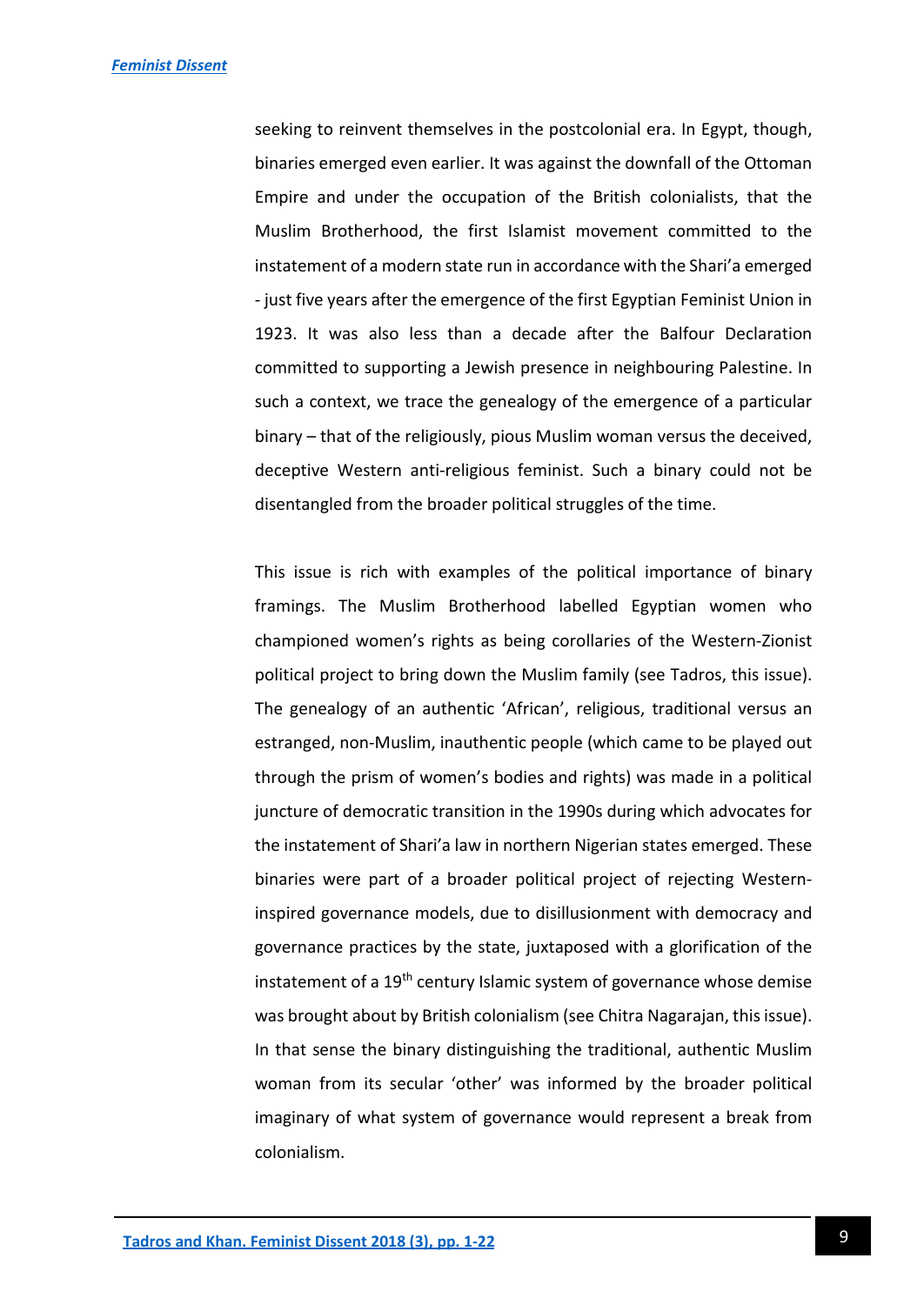seeking to reinvent themselves in the postcolonial era. In Egypt, though, binaries emerged even earlier. It was against the downfall of the Ottoman Empire and under the occupation of the British colonialists, that the Muslim Brotherhood, the first Islamist movement committed to the instatement of a modern state run in accordance with the Shari'a emerged - just five years after the emergence of the first Egyptian Feminist Union in 1923. It was also less than a decade after the Balfour Declaration committed to supporting a Jewish presence in neighbouring Palestine. In such a context, we trace the genealogy of the emergence of a particular binary – that of the religiously, pious Muslim woman versus the deceived, deceptive Western anti-religious feminist. Such a binary could not be disentangled from the broader political struggles of the time.

This issue is rich with examples of the political importance of binary framings. The Muslim Brotherhood labelled Egyptian women who championed women's rights as being corollaries of the Western-Zionist political project to bring down the Muslim family (see Tadros, this issue). The genealogy of an authentic 'African', religious, traditional versus an estranged, non-Muslim, inauthentic people (which came to be played out through the prism of women's bodies and rights) was made in a political juncture of democratic transition in the 1990s during which advocates for the instatement of Shari'a law in northern Nigerian states emerged. These binaries were part of a broader political project of rejecting Western-inspired governance models, due to disillusionment with democracy and governance practices by the state, juxtaposed with a glorification of the instatement of a 19th century Islamic system of governance whose demise was brought about by British colonialism (see Chitra Nagarajan, this issue). In that sense the binary distinguishing the traditional, authentic Muslim woman from its secular 'other' was informed by the broader political imaginary of what system of governance would represent a break from colonialism.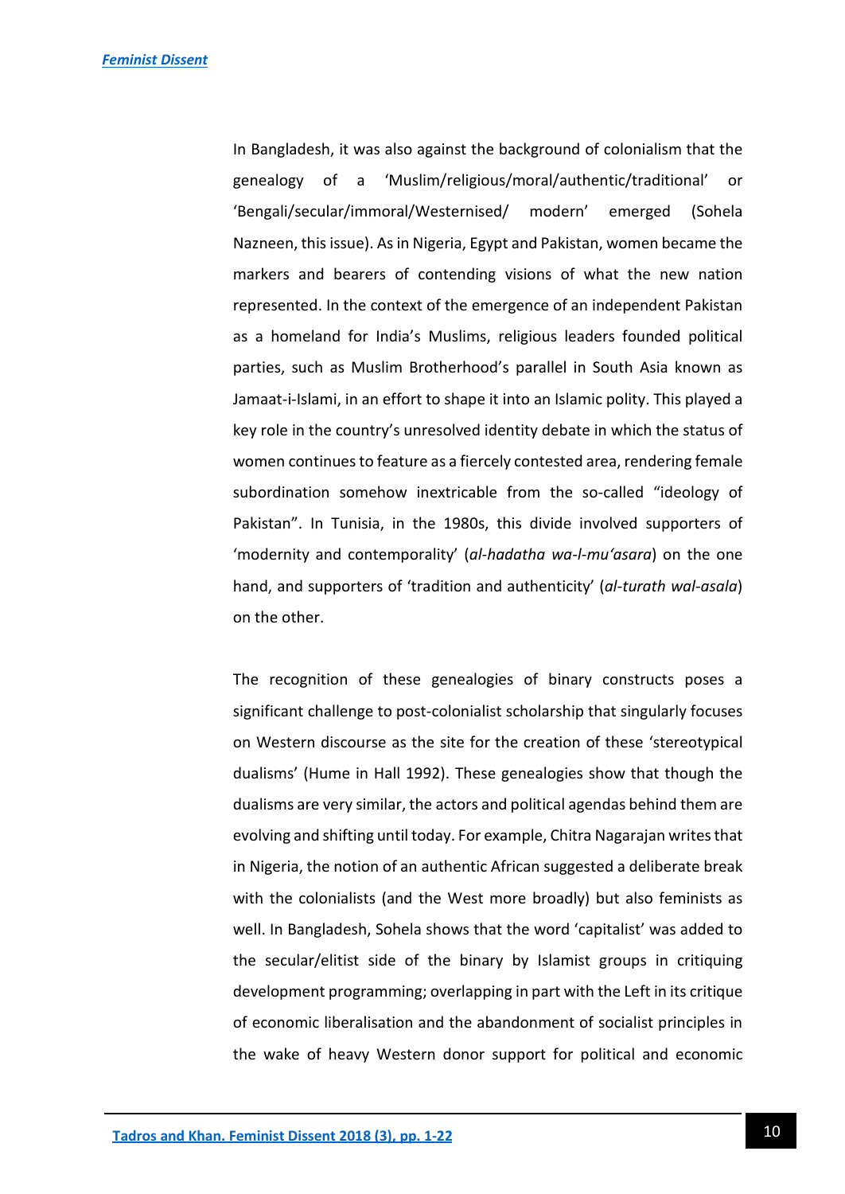In Bangladesh, it was also against the background of colonialism that the genealogy of a 'Muslim/religious/moral/authentic/traditional' or 'Bengali/secular/immoral/Westernised/ modern' emerged (Sohela Nazneen, this issue). As in Nigeria, Egypt and Pakistan, women became the markers and bearers of contending visions of what the new nation represented. In the context of the emergence of an independent Pakistan as a homeland for India's Muslims, religious leaders founded political parties, such as Muslim Brotherhood's parallel in South Asia known as Jamaat-i-Islami, in an effort to shape it into an Islamic polity. This played a key role in the country's unresolved identity debate in which the status of women continues to feature as a fiercely contested area, rendering female subordination somehow inextricable from the so-called "ideology of Pakistan". In Tunisia, in the 1980s, this divide involved supporters of 'modernity and contemporaneity' (*al-hadatha wa-l-mu'asara*) on the one hand, and supporters of 'tradition and authenticity' (*al-turath wal-asala*) on the other.

The recognition of these genealogies of binary constructs poses a significant challenge to post-colonialist scholarship that singularly focuses on Western discourse as the site for the creation of these 'stereotypical dualisms' (Hume in Hall 1992). These genealogies show that though the dualisms are very similar, the actors and political agendas behind them are evolving and shifting until today. For example, Chitra Nagarajan writes that in Nigeria, the notion of an authentic African suggested a deliberate break with the colonialists (and the West more broadly) but also feminists as well. In Bangladesh, Sohela shows that the word 'capitalist' was added to the secular/elitist side of the binary by Islamist groups in critiquing development programming; overlapping in part with the Left in its critique of economic liberalisation and the abandonment of socialist principles in the wake of heavy Western donor support for political and economic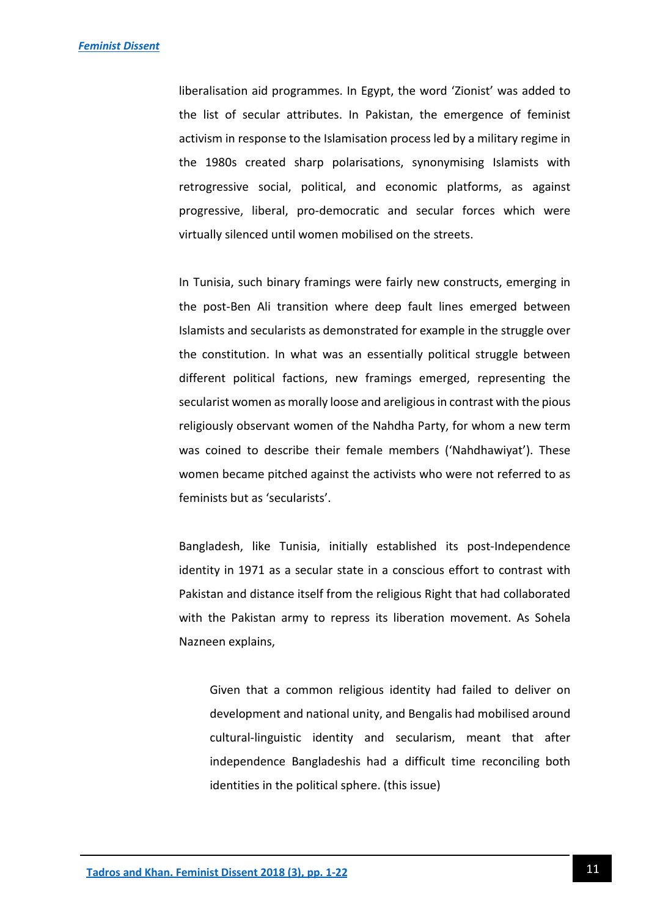liberalisation aid programmes. In Egypt, the word 'Zionist' was added to the list of secular attributes. In Pakistan, the emergence of feminist activism in response to the Islamisation process led by a military regime in the 1980s created sharp polarisations, synonymising Islamists with retrogressive social, political, and economic platforms, as against progressive, liberal, pro-democratic and secular forces which were virtually silenced until women mobilised on the streets.

In Tunisia, such binary framings were fairly new constructs, emerging in the post-Ben Ali transition where deep fault lines emerged between Islamists and secularists as demonstrated for example in the struggle over the constitution. In what was an essentially political struggle between different political factions, new framings emerged, representing the secularist women as morally loose and areligious in contrast with the pious religiously observant women of the Nahdha Party, for whom a new term was coined to describe their female members ('Nahdhawiyat'). These women became pitched against the activists who were not referred to as feminists but as 'secularists'.

Bangladesh, like Tunisia, initially established its post-Independence identity in 1971 as a secular state in a conscious effort to contrast with Pakistan and distance itself from the religious Right that had collaborated with the Pakistan army to repress its liberation movement. As Sohela Nazneen explains,

> Given that a common religious identity had failed to deliver on development and national unity, and Bengalis had mobilised around cultural-linguistic identity and secularism, meant that after independence Bangladeshis had a difficult time reconciling both identities in the political sphere. (this issue)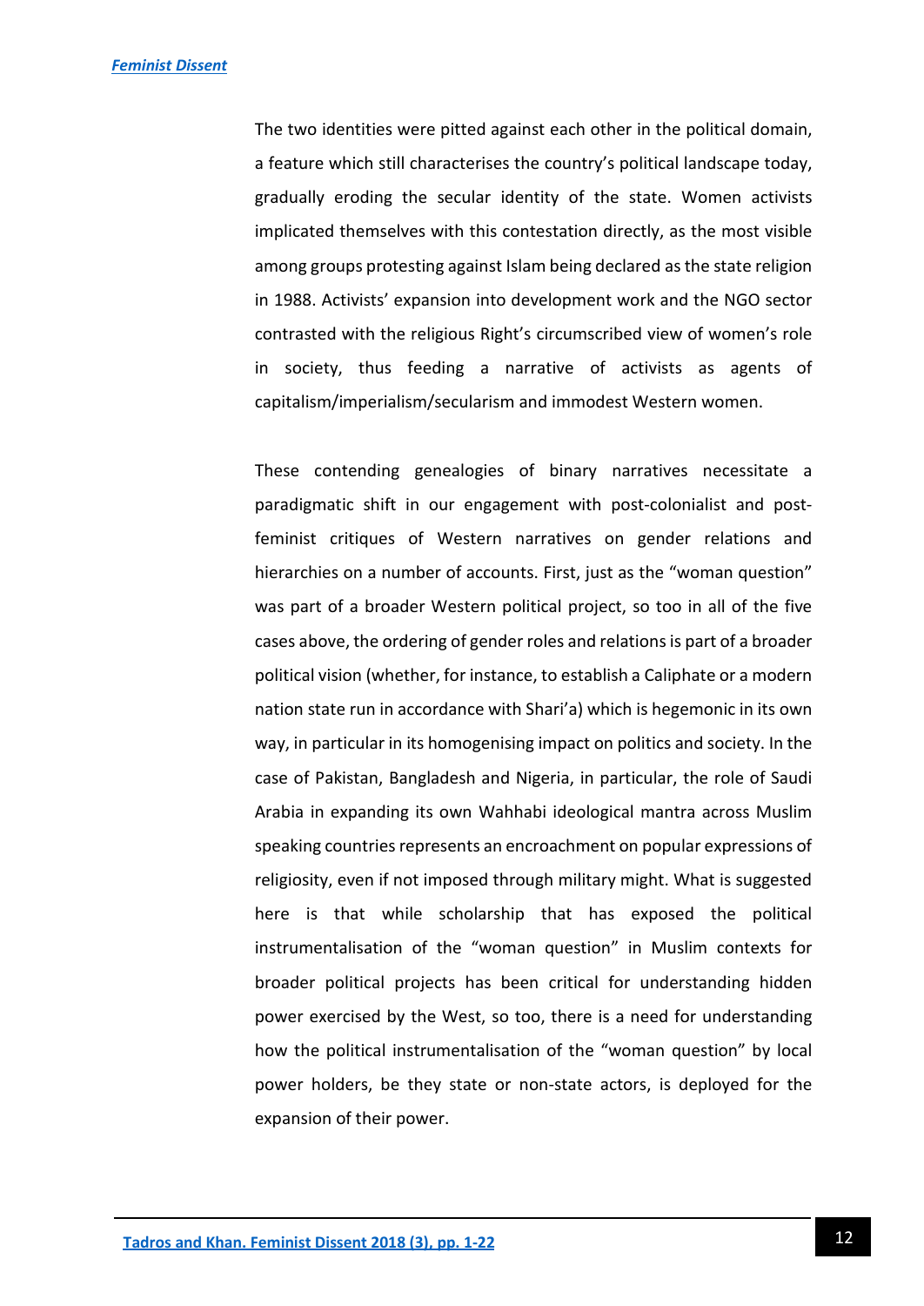The two identities were pitted against each other in the political domain, a feature which still characterises the country's political landscape today, gradually eroding the secular identity of the state. Women activists implicated themselves with this contestation directly, as the most visible among groups protesting against Islam being declared as the state religion in 1988. Activists' expansion into development work and the NGO sector contrasted with the religious Right's circumscribed view of women's role in society, thus feeding a narrative of activists as agents of capitalism/imperialism/secularism and immodest Western women.

These contending genealogies of binary narratives necessitate a paradigmatic shift in our engagement with post-colonialist and post-feminist critiques of Western narratives on gender relations and hierarchies on a number of accounts. First, just as the "woman question" was part of a broader Western political project, so too in all of the five cases above, the ordering of gender roles and relations is part of a broader political vision (whether, for instance, to establish a Caliphate or a modern nation state run in accordance with Shari'a) which is hegemonic in its own way, in particular in its homogenising impact on politics and society. In the case of Pakistan, Bangladesh and Nigeria, in particular, the role of Saudi Arabia in expanding its own Wahhabi ideological mantra across Muslim speaking countries represents an encroachment on popular expressions of religiosity, even if not imposed through military might. What is suggested here is that while scholarship that has exposed the political instrumentalisation of the "woman question" in Muslim contexts for broader political projects has been critical for understanding hidden power exercised by the West, so too, there is a need for understanding how the political instrumentalisation of the "woman question" by local power holders, be they state or non-state actors, is deployed for the expansion of their power.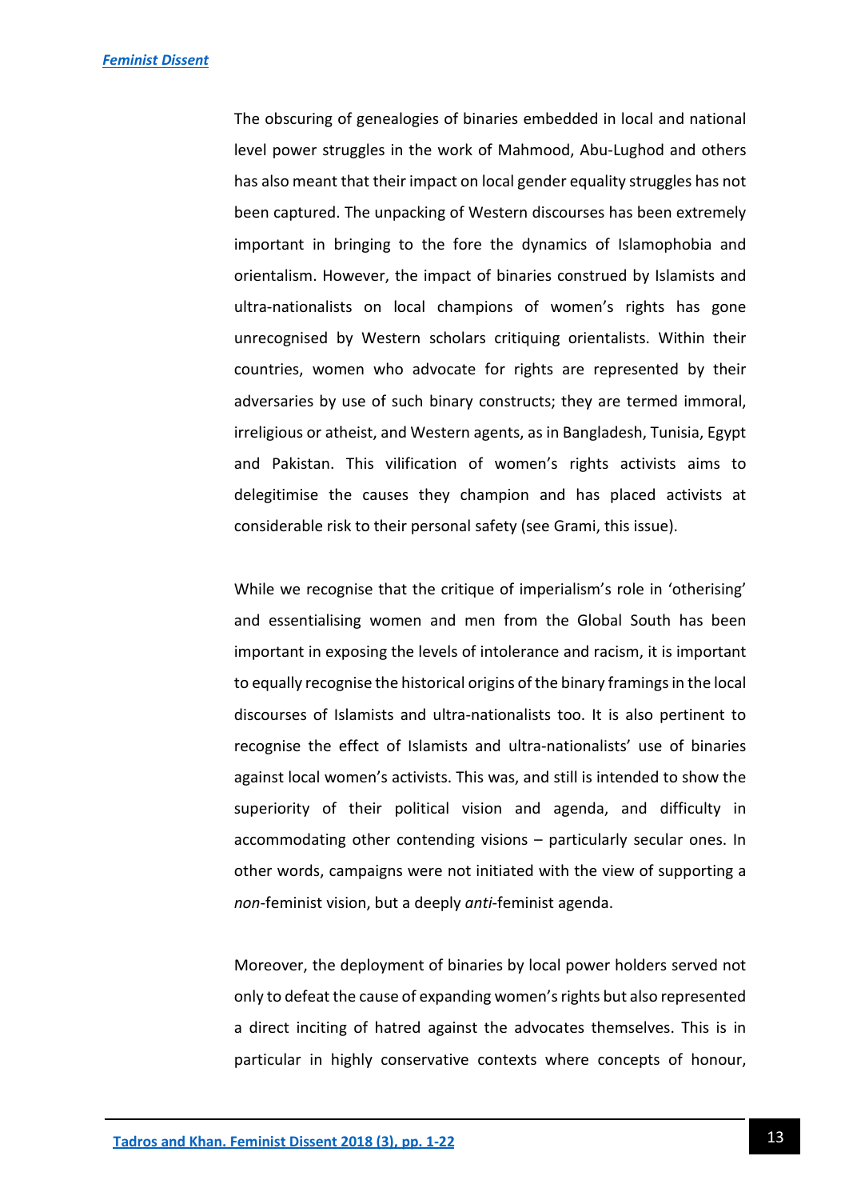The obscuring of genealogies of binaries embedded in local and national level power struggles in the work of Mahmood, Abu-Lughod and others has also meant that their impact on local gender equality struggles has not been captured. The unpacking of Western discourses has been extremely important in bringing to the fore the dynamics of Islamophobia and orientalism. However, the impact of binaries construed by Islamists and ultra-nationalists on local champions of women's rights has gone unrecognised by Western scholars critiquing orientalists. Within their countries, women who advocate for rights are represented by their adversaries by use of such binary constructs; they are termed immoral, irreligious or atheist, and Western agents, as in Bangladesh, Tunisia, Egypt and Pakistan. This vilification of women's rights activists aims to delegitimise the causes they champion and has placed activists at considerable risk to their personal safety (see Grami, this issue).

While we recognise that the critique of imperialism's role in 'otherising' and essentialising women and men from the Global South has been important in exposing the levels of intolerance and racism, it is important to equally recognise the historical origins of the binary framings in the local discourses of Islamists and ultra-nationalists too. It is also pertinent to recognise the effect of Islamists and ultra-nationalists' use of binaries against local women's activists. This was, and still is intended to show the superiority of their political vision and agenda, and difficulty in accommodating other contending visions – particularly secular ones. In other words, campaigns were not initiated with the view of supporting a *non*-feminist vision, but a deeply *anti*-feminist agenda.

Moreover, the deployment of binaries by local power holders served not only to defeat the cause of expanding women's rights but also represented a direct inciting of hatred against the advocates themselves. This is in particular in highly conservative contexts where concepts of honour,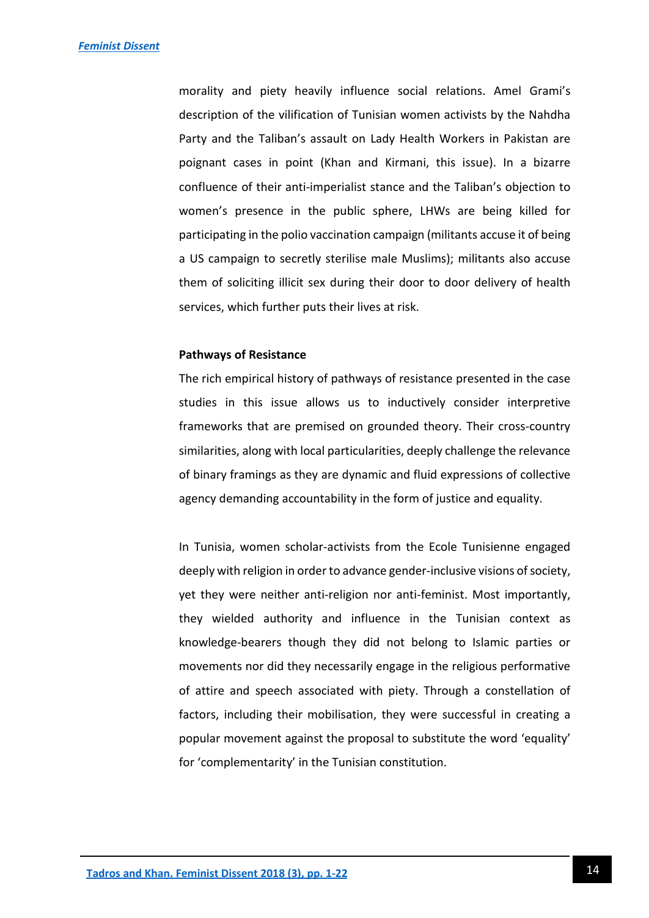morality and piety heavily influence social relations. Amel Grami's description of the vilification of Tunisian women activists by the Nahdha Party and the Taliban's assault on Lady Health Workers in Pakistan are poignant cases in point (Khan and Kirmani, this issue). In a bizarre confluence of their anti-imperialist stance and the Taliban's objection to women's presence in the public sphere, LHWs are being killed for participating in the polio vaccination campaign (militants accuse it of being a US campaign to secretly sterilise male Muslims); militants also accuse them of soliciting illicit sex during their door to door delivery of health services, which further puts their lives at risk.

**Pathways of Resistance**

The rich empirical history of pathways of resistance presented in the case studies in this issue allows us to inductively consider interpretive frameworks that are premised on grounded theory. Their cross-country similarities, along with local particularities, deeply challenge the relevance of binary framings as they are dynamic and fluid expressions of collective agency demanding accountability in the form of justice and equality.

In Tunisia, women scholar-activists from the Ecole Tunisienne engaged deeply with religion in order to advance gender-inclusive visions of society, yet they were neither anti-religion nor anti-feminist. Most importantly, they wielded authority and influence in the Tunisian context as knowledge-bearers though they did not belong to Islamic parties or movements nor did they necessarily engage in the religious performative of attire and speech associated with piety. Through a constellation of factors, including their mobilisation, they were successful in creating a popular movement against the proposal to substitute the word 'equality' for 'complementarity' in the Tunisian constitution.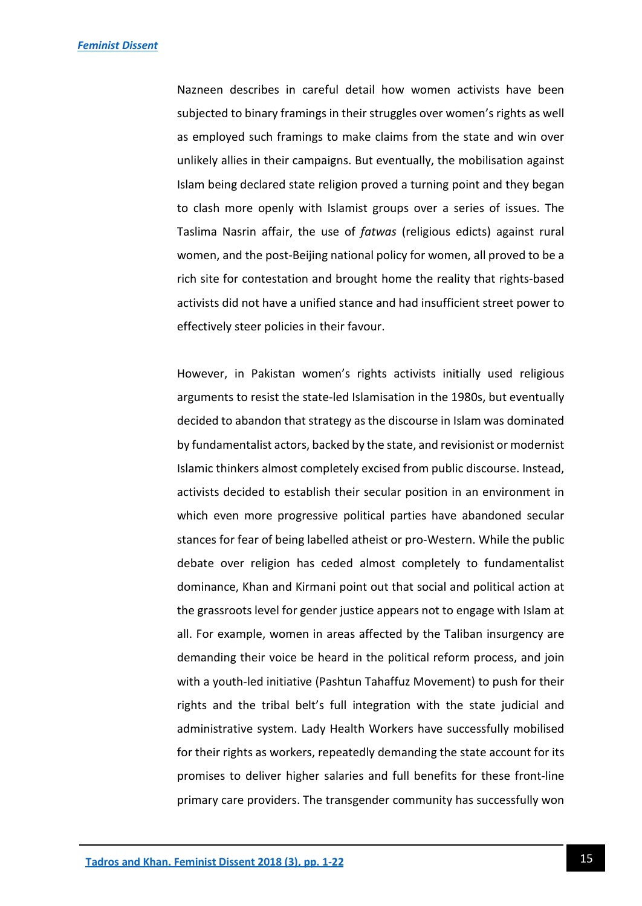Nazneen describes in careful detail how women activists have been subjected to binary framings in their struggles over women's rights as well as employed such framings to make claims from the state and win over unlikely allies in their campaigns. But eventually, the mobilisation against Islam being declared state religion proved a turning point and they began to clash more openly with Islamist groups over a series of issues. The Taslima Nasrin affair, the use of *fatwas* (religious edicts) against rural women, and the post-Beijing national policy for women, all proved to be a rich site for contestation and brought home the reality that rights-based activists did not have a unified stance and had insufficient street power to effectively steer policies in their favour.

However, in Pakistan women's rights activists initially used religious arguments to resist the state-led Islamisation in the 1980s, but eventually decided to abandon that strategy as the discourse in Islam was dominated by fundamentalist actors, backed by the state, and revisionist or modernist Islamic thinkers almost completely excised from public discourse. Instead, activists decided to establish their secular position in an environment in which even more progressive political parties have abandoned secular stances for fear of being labelled atheist or pro-Western. While the public debate over religion has ceded almost completely to fundamentalist dominance, Khan and Kirmani point out that social and political action at the grassroots level for gender justice appears not to engage with Islam at all. For example, women in areas affected by the Taliban insurgency are demanding their voice be heard in the political reform process, and join with a youth-led initiative (Pashtun Tahaffuz Movement) to push for their rights and the tribal belt's full integration with the state judicial and administrative system. Lady Health Workers have successfully mobilised for their rights as workers, repeatedly demanding the state account for its promises to deliver higher salaries and full benefits for these front-line primary care providers. The transgender community has successfully won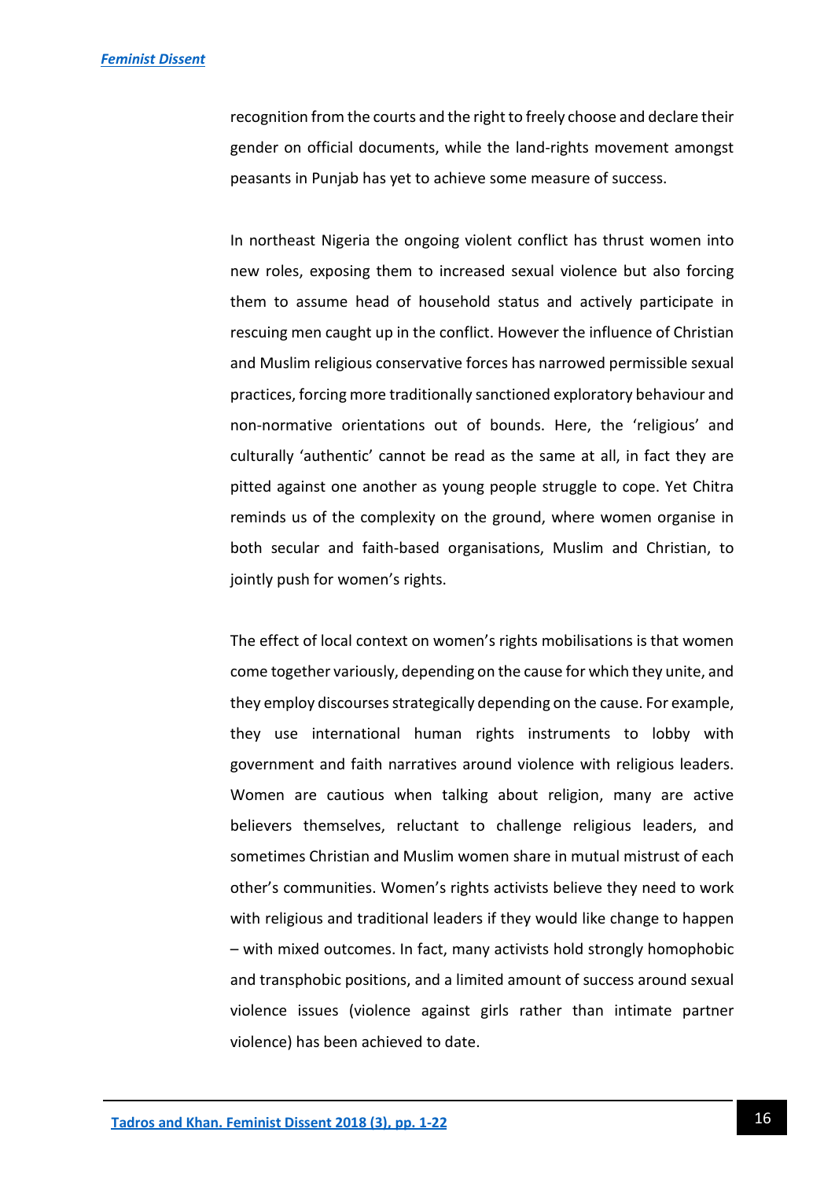recognition from the courts and the right to freely choose and declare their gender on official documents, while the land-rights movement amongst peasants in Punjab has yet to achieve some measure of success.

In northeast Nigeria the ongoing violent conflict has thrust women into new roles, exposing them to increased sexual violence but also forcing them to assume head of household status and actively participate in rescuing men caught up in the conflict. However the influence of Christian and Muslim religious conservative forces has narrowed permissible sexual practices, forcing more traditionally sanctioned exploratory behaviour and non-normative orientations out of bounds. Here, the 'religious' and culturally 'authentic' cannot be read as the same at all, in fact they are pitted against one another as young people struggle to cope. Yet Chitra reminds us of the complexity on the ground, where women organise in both secular and faith-based organisations, Muslim and Christian, to jointly push for women's rights.

The effect of local context on women's rights mobilisations is that women come together variously, depending on the cause for which they unite, and they employ discourses strategically depending on the cause. For example, they use international human rights instruments to lobby with government and faith narratives around violence with religious leaders. Women are cautious when talking about religion, many are active believers themselves, reluctant to challenge religious leaders, and sometimes Christian and Muslim women share in mutual mistrust of each other's communities. Women's rights activists believe they need to work with religious and traditional leaders if they would like change to happen – with mixed outcomes. In fact, many activists hold strongly homophobic and transphobic positions, and a limited amount of success around sexual violence issues (violence against girls rather than intimate partner violence) has been achieved to date.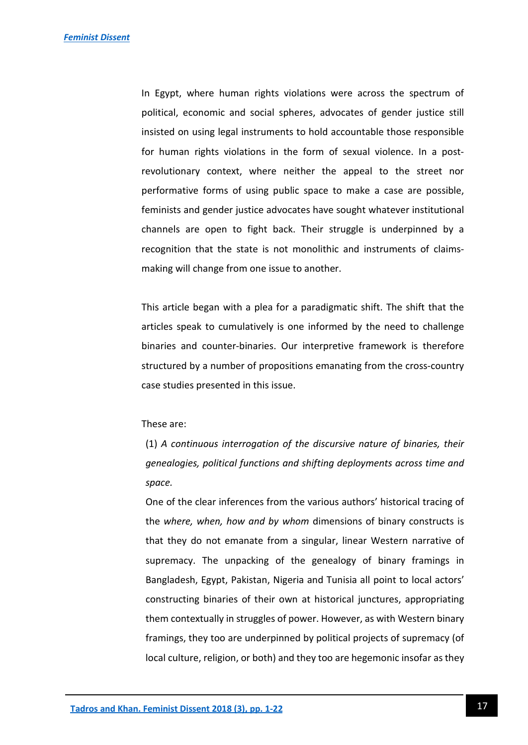In Egypt, where human rights violations were across the spectrum of political, economic and social spheres, advocates of gender justice still insisted on using legal instruments to hold accountable those responsible for human rights violations in the form of sexual violence. In a post-revolutionary context, where neither the appeal to the street nor performative forms of using public space to make a case are possible, feminists and gender justice advocates have sought whatever institutional channels are open to fight back. Their struggle is underpinned by a recognition that the state is not monolithic and instruments of claims-making will change from one issue to another.

This article began with a plea for a paradigmatic shift. The shift that the articles speak to cumulatively is one informed by the need to challenge binaries and counter-binaries. Our interpretive framework is therefore structured by a number of propositions emanating from the cross-country case studies presented in this issue.

These are:

(1) *A continuous interrogation of the discursive nature of binaries, their genealogies, political functions and shifting deployments across time and space.*

One of the clear inferences from the various authors' historical tracing of the *where, when, how and by whom* dimensions of binary constructs is that they do not emanate from a singular, linear Western narrative of supremacy. The unpacking of the genealogy of binary framings in Bangladesh, Egypt, Pakistan, Nigeria and Tunisia all point to local actors' constructing binaries of their own at historical junctures, appropriating them contextually in struggles of power. However, as with Western binary framings, they too are underpinned by political projects of supremacy (of local culture, religion, or both) and they too are hegemonic insofar as they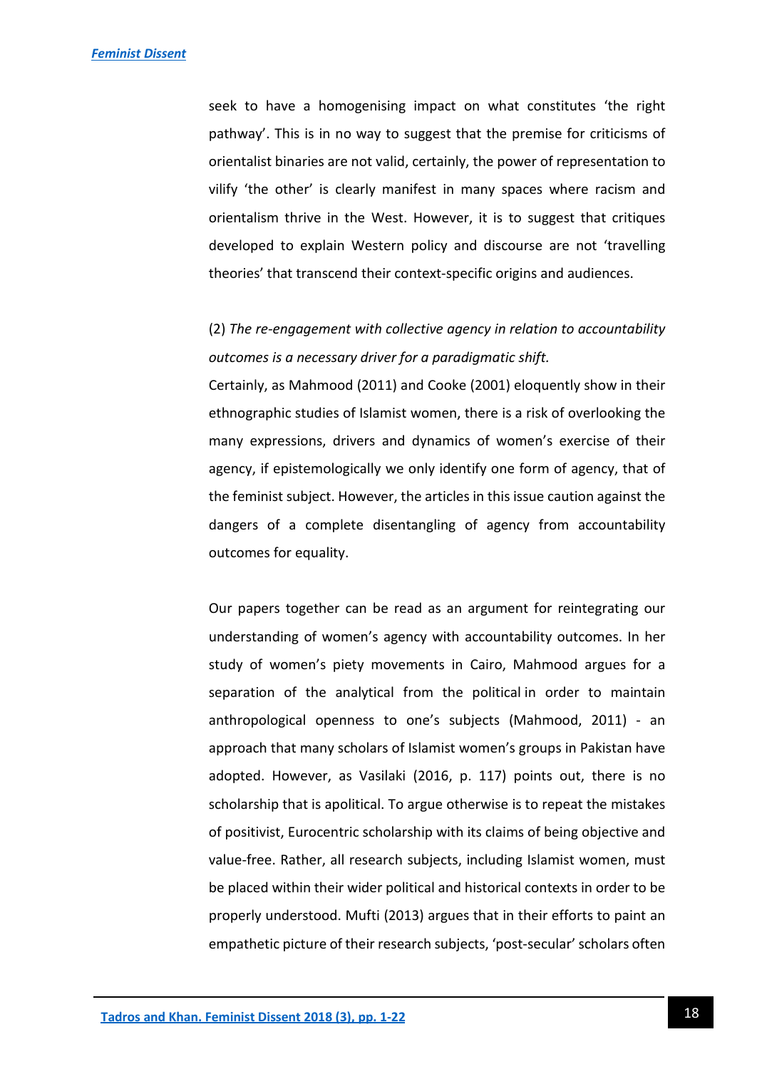seek to have a homogenising impact on what constitutes 'the right pathway'. This is in no way to suggest that the premise for criticisms of orientalist binaries are not valid, certainly, the power of representation to vilify 'the other' is clearly manifest in many spaces where racism and orientalism thrive in the West. However, it is to suggest that critiques developed to explain Western policy and discourse are not 'travelling theories' that transcend their context-specific origins and audiences.

(2) *The re-engagement with collective agency in relation to accountability outcomes is a necessary driver for a paradigmatic shift.*

Certainly, as Mahmood (2011) and Cooke (2001) eloquently show in their ethnographic studies of Islamist women, there is a risk of overlooking the many expressions, drivers and dynamics of women's exercise of their agency, if epistemologically we only identify one form of agency, that of the feminist subject. However, the articles in this issue caution against the dangers of a complete disentangling of agency from accountability outcomes for equality.

Our papers together can be read as an argument for reintegrating our understanding of women's agency with accountability outcomes. In her study of women's piety movements in Cairo, Mahmood argues for a separation of the analytical from the political in order to maintain anthropological openness to one's subjects (Mahmood, 2011) - an approach that many scholars of Islamist women's groups in Pakistan have adopted. However, as Vasilaki (2016, p. 117) points out, there is no scholarship that is apolitical. To argue otherwise is to repeat the mistakes of positivist, Eurocentric scholarship with its claims of being objective and value-free. Rather, all research subjects, including Islamist women, must be placed within their wider political and historical contexts in order to be properly understood. Mufti (2013) argues that in their efforts to paint an empathetic picture of their research subjects, 'post-secular' scholars often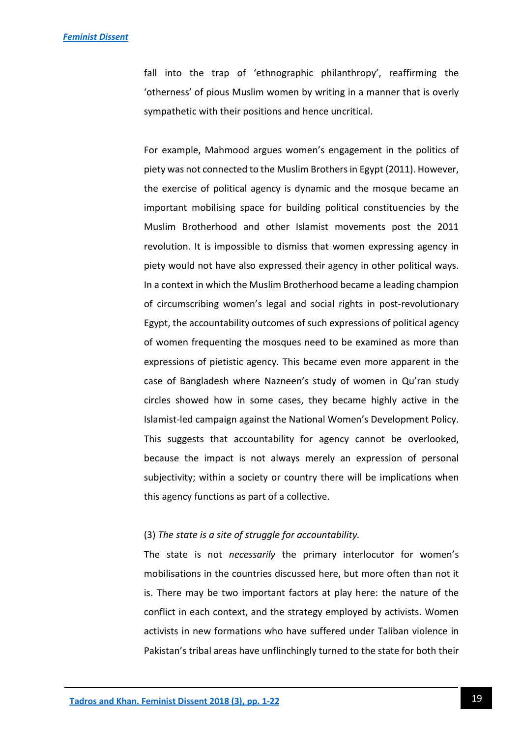fall into the trap of 'ethnographic philanthropy', reaffirming the 'otherness' of pious Muslim women by writing in a manner that is overly sympathetic with their positions and hence uncritical.

For example, Mahmood argues women's engagement in the politics of piety was not connected to the Muslim Brothers in Egypt (2011). However, the exercise of political agency is dynamic and the mosque became an important mobilising space for building political constituencies by the Muslim Brotherhood and other Islamist movements post the 2011 revolution. It is impossible to dismiss that women expressing agency in piety would not have also expressed their agency in other political ways. In a context in which the Muslim Brotherhood became a leading champion of circumscribing women's legal and social rights in post-revolutionary Egypt, the accountability outcomes of such expressions of political agency of women frequenting the mosques need to be examined as more than expressions of pietistic agency. This became even more apparent in the case of Bangladesh where Nazneen's study of women in Qu'ran study circles showed how in some cases, they became highly active in the Islamist-led campaign against the National Women's Development Policy. This suggests that accountability for agency cannot be overlooked, because the impact is not always merely an expression of personal subjectivity; within a society or country there will be implications when this agency functions as part of a collective.

(3) *The state is a site of struggle for accountability.*

The state is not *necessarily* the primary interlocutor for women's mobilisations in the countries discussed here, but more often than not it is. There may be two important factors at play here: the nature of the conflict in each context, and the strategy employed by activists. Women activists in new formations who have suffered under Taliban violence in Pakistan's tribal areas have unflinchingly turned to the state for both their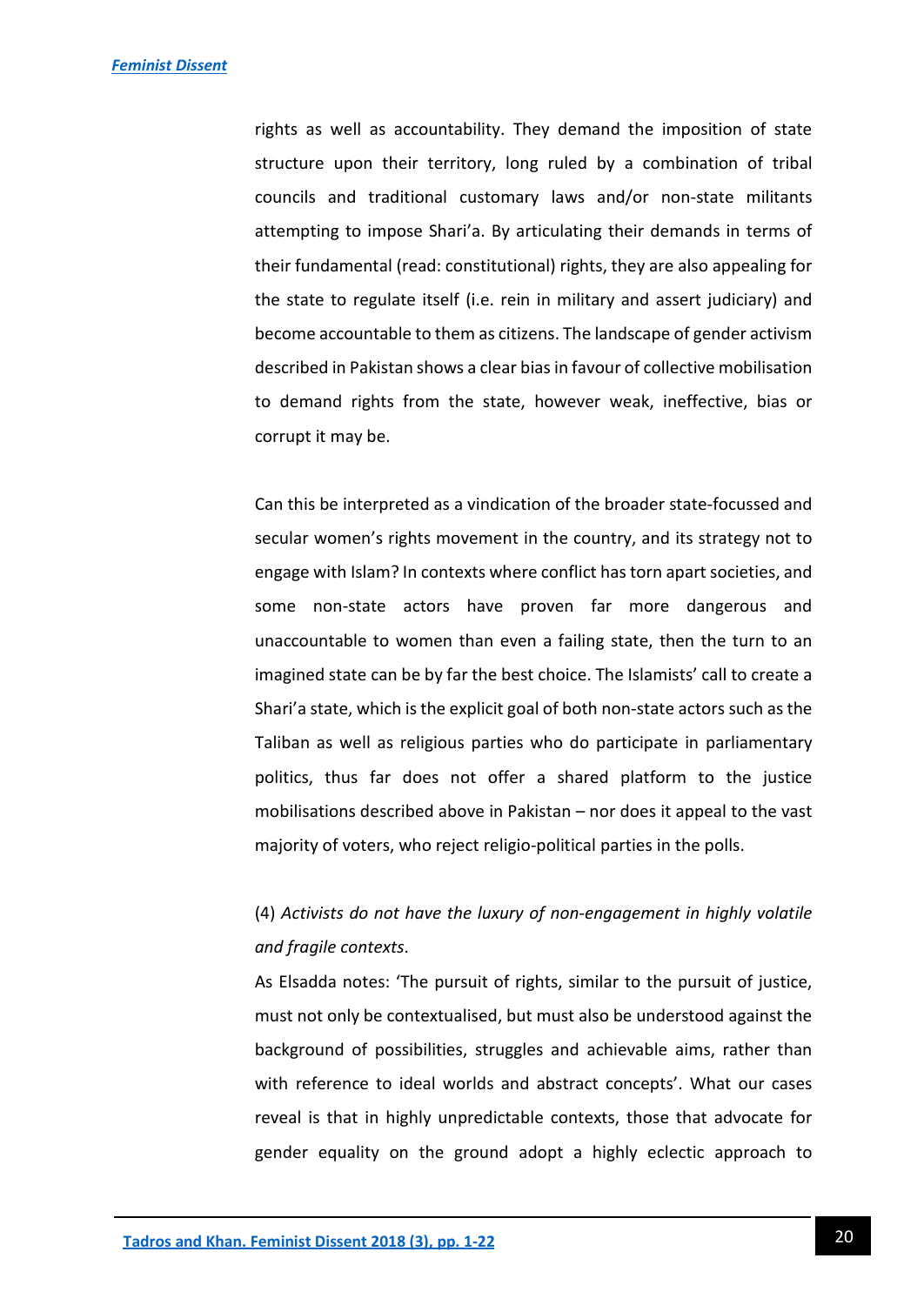rights as well as accountability. They demand the imposition of state structure upon their territory, long ruled by a combination of tribal councils and traditional customary laws and/or non-state militants attempting to impose Shari'a. By articulating their demands in terms of their fundamental (read: constitutional) rights, they are also appealing for the state to regulate itself (i.e. rein in military and assert judiciary) and become accountable to them as citizens. The landscape of gender activism described in Pakistan shows a clear bias in favour of collective mobilisation to demand rights from the state, however weak, ineffective, bias or corrupt it may be.

Can this be interpreted as a vindication of the broader state-focussed and secular women's rights movement in the country, and its strategy not to engage with Islam? In contexts where conflict has torn apart societies, and some non-state actors have proven far more dangerous and unaccountable to women than even a failing state, then the turn to an imagined state can be by far the best choice. The Islamists' call to create a Shari'a state, which is the explicit goal of both non-state actors such as the Taliban as well as religious parties who do participate in parliamentary politics, thus far does not offer a shared platform to the justice mobilisations described above in Pakistan – nor does it appeal to the vast majority of voters, who reject religio-political parties in the polls.

(4) *Activists do not have the luxury of non-engagement in highly volatile and fragile contexts*.

As Elsadda notes: 'The pursuit of rights, similar to the pursuit of justice, must not only be contextualised, but must also be understood against the background of possibilities, struggles and achievable aims, rather than with reference to ideal worlds and abstract concepts'. What our cases reveal is that in highly unpredictable contexts, those that advocate for gender equality on the ground adopt a highly eclectic approach to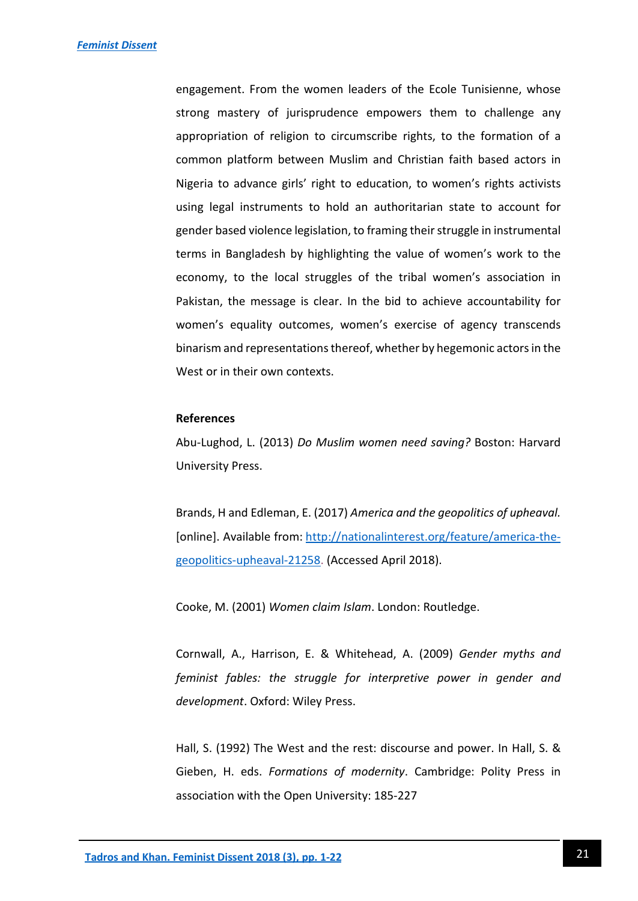engagement. From the women leaders of the Ecole Tunisienne, whose strong mastery of jurisprudence empowers them to challenge any appropriation of religion to circumscribe rights, to the formation of a common platform between Muslim and Christian faith based actors in Nigeria to advance girls' right to education, to women's rights activists using legal instruments to hold an authoritarian state to account for gender based violence legislation, to framing their struggle in instrumental terms in Bangladesh by highlighting the value of women's work to the economy, to the local struggles of the tribal women's association in Pakistan, the message is clear. In the bid to achieve accountability for women's equality outcomes, women's exercise of agency transcends binarism and representations thereof, whether by hegemonic actors in the West or in their own contexts.

**References**

Abu-Lughod, L. (2013) *Do Muslim women need saving?* Boston: Harvard University Press.

Brands, H and Edleman, E. (2017) *America and the geopolitics of upheaval.* [online]. Available from: http://nationalinterest.org/feature/america-the-geopolitics-upheaval-21258. (Accessed April 2018).

Cooke, M. (2001) *Women claim Islam*. London: Routledge.

Cornwall, A., Harrison, E. & Whitehead, A. (2009) *Gender myths and feminist fables: the struggle for interpretive power in gender and development*. Oxford: Wiley Press.

Hall, S. (1992) The West and the rest: discourse and power. In Hall, S. & Gieben, H. eds. *Formations of modernity*. Cambridge: Polity Press in association with the Open University: 185-227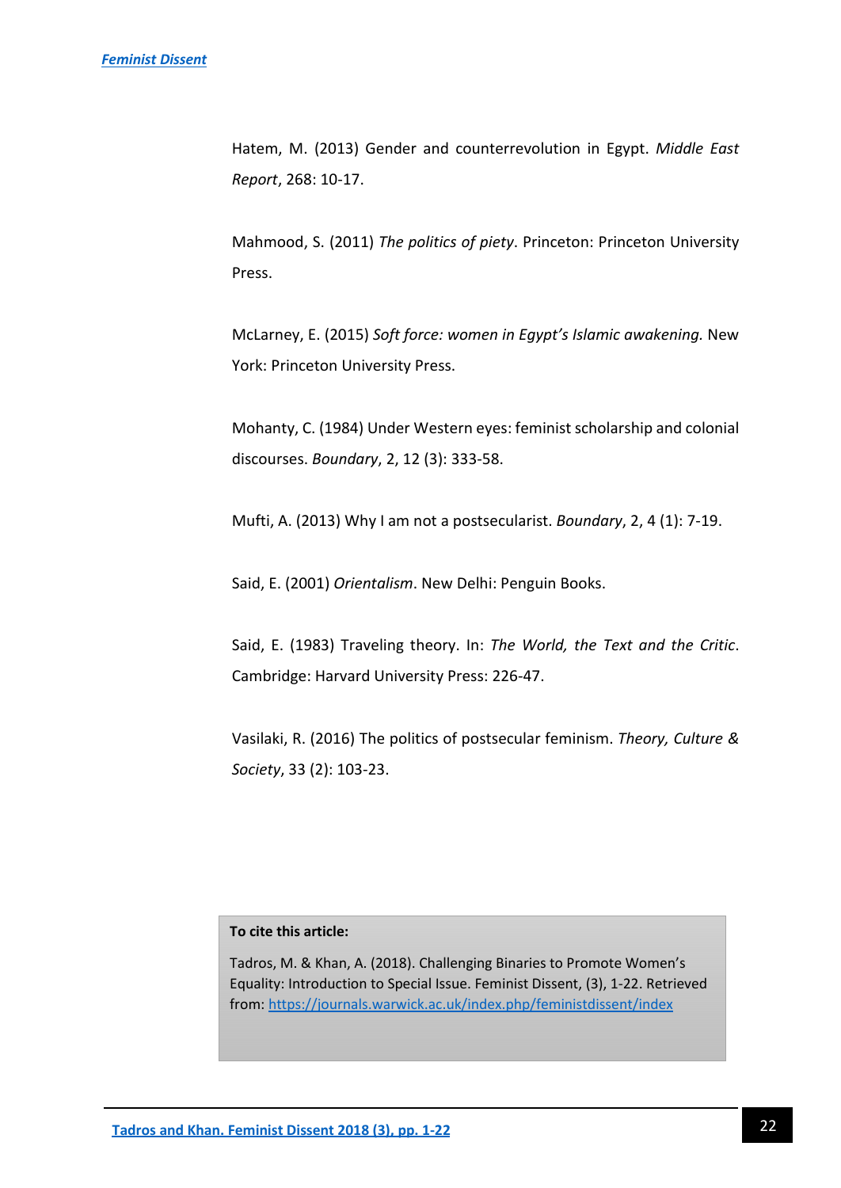Hatem, M. (2013) Gender and counterrevolution in Egypt. *Middle East Report*, 268: 10-17.

Mahmood, S. (2011) *The politics of piety*. Princeton: Princeton University Press.

McLarney, E. (2015) *Soft force: women in Egypt's Islamic awakening.* New York: Princeton University Press.

Mohanty, C. (1984) Under Western eyes: feminist scholarship and colonial discourses. *Boundary*, 2, 12 (3): 333-58.

Mufti, A. (2013) Why I am not a postsecularist. *Boundary*, 2, 4 (1): 7-19.

Said, E. (2001) *Orientalism*. New Delhi: Penguin Books.

Said, E. (1983) Traveling theory. In: *The World, the Text and the Critic*. Cambridge: Harvard University Press: 226-47.

Vasilaki, R. (2016) The politics of postsecular feminism. *Theory, Culture & Society*, 33 (2): 103-23.

**To cite this article:**

Tadros, M. & Khan, A. (2018). Challenging Binaries to Promote Women's Equality: Introduction to Special Issue. Feminist Dissent, (3), 1-22. Retrieved from: https://journals.warwick.ac.uk/index.php/feministdissent/index